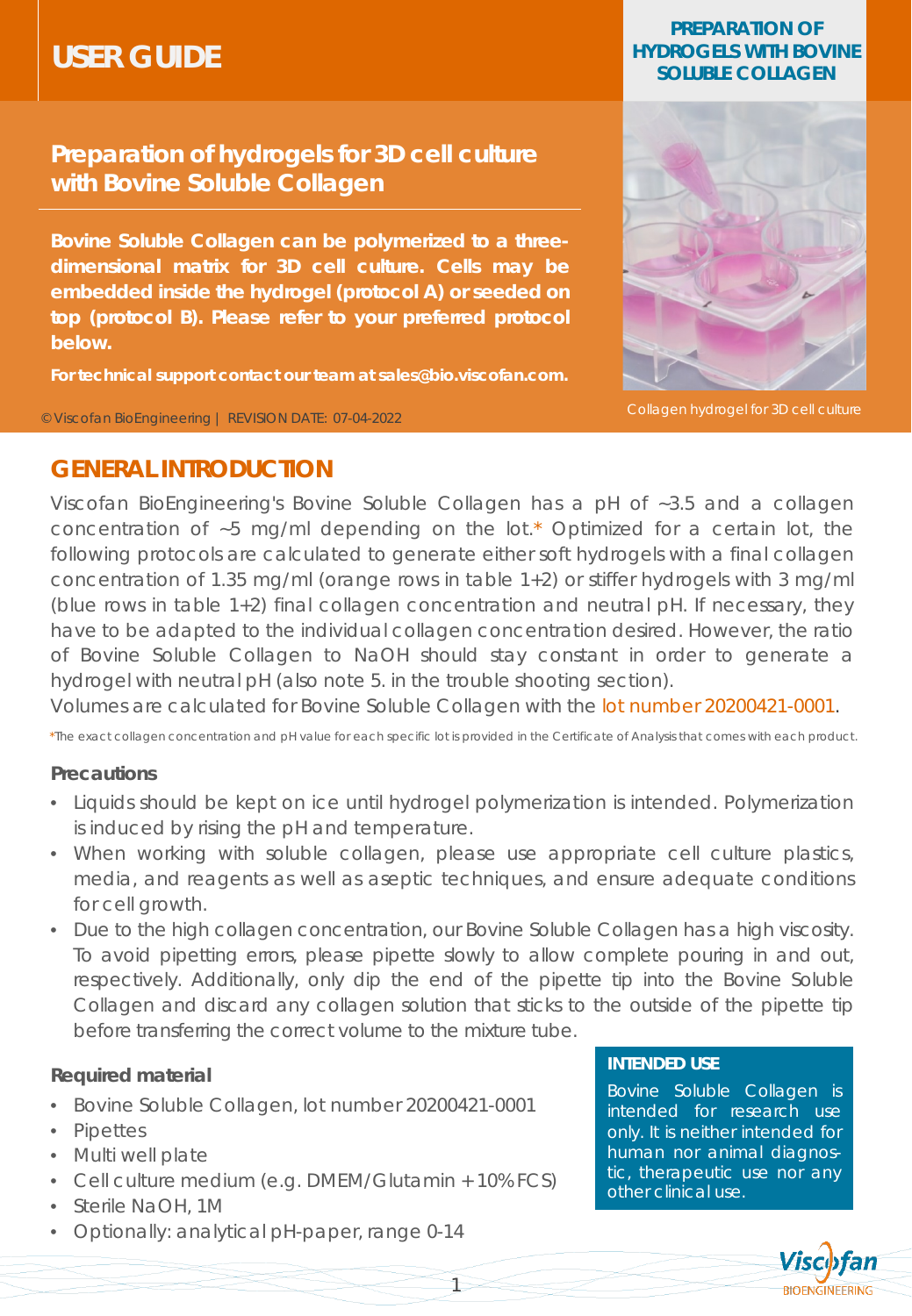# USER GUIDE

**PREPARATION OF HYDROGELS WITH BOVINE SOLUBLE COLLAGEN**

## Preparation of hydrogels for 3D cell culture with Bovine Soluble Collagen

**Bovine Soluble Collagen can be polymerized to a three-dimensional matrix for 3D cell culture. Cells may be embedded inside the hydrogel (protocol A) or seeded on top (protocol B). Please refer to your preferred protocol below.**

**For technical support contact our team at sales@bio.viscofan.com.**

Collagen hydrogel for 3D cell culture

© Viscofan BioEngineering | REVISION DATE: 07-04-2022

## GENERAL INTRODUCTION

Viscofan BioEngineering's Bovine Soluble Collagen has a pH of ~3.5 and a collagen concentration of ~5 mg/ml depending on the lot.* Optimized for a certain lot, the following protocols are calculated to generate either soft hydrogels with a final collagen concentration of 1.35 mg/ml (orange rows in table 1+2) or stiffer hydrogels with 3 mg/ml (blue rows in table 1+2) final collagen concentration and neutral pH. If necessary, they have to be adapted to the individual collagen concentration desired. However, the ratio of Bovine Soluble Collagen to NaOH should stay constant in order to generate a hydrogel with neutral pH (also note 5. in the trouble shooting section).
Volumes are calculated for Bovine Soluble Collagen with the lot number 20200421-0001.

*The exact collagen concentration and pH value for each specific lot is provided in the Certificate of Analysis that comes with each product.

### Precautions

- Liquids should be kept on ice until hydrogel polymerization is intended. Polymerization is induced by rising the pH and temperature.
- When working with soluble collagen, please use appropriate cell culture plastics, media, and reagents as well as aseptic techniques, and ensure adequate conditions for cell growth.
- Due to the high collagen concentration, our Bovine Soluble Collagen has a high viscosity. To avoid pipetting errors, please pipette slowly to allow complete pouring in and out, respectively. Additionally, only dip the end of the pipette tip into the Bovine Soluble Collagen and discard any collagen solution that sticks to the outside of the pipette tip before transferring the correct volume to the mixture tube.

### Required material

- Bovine Soluble Collagen, lot number 20200421-0001
- Pipettes
- Multi well plate
- Cell culture medium (e.g. DMEM/Glutamin + 10% FCS)
- Sterile NaOH, 1M
- Optionally: analytical pH-paper, range 0-14

**INTENDED USE**

Bovine Soluble Collagen is intended for research use only. It is neither intended for human nor animal diagnostic, therapeutic use nor any other clinical use.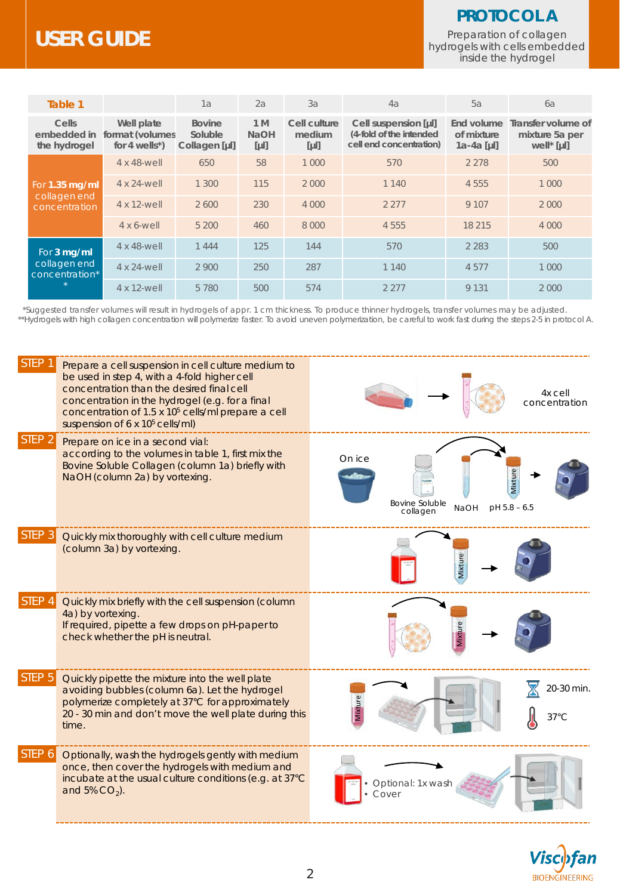# USER GUIDE

## PROTOCOL A

Preparation of collagen hydrogels with cells embedded inside the hydrogel

| Table 1 | | 1a | 2a | 3a | 4a | 5a | 6a |
|---|---|---|---|---|---|---|---|
| Cells embedded in the hydrogel | Well plate format (volumes for 4 wells*) | Bovine Soluble Collagen [µl] | 1 M NaOH [µl] | Cell culture medium [µl] | Cell suspension [µl] (4-fold of the intended cell end concentration) | End volume of mixture 1a-4a [µl] | Transfer volume of mixture 5a per well* [µl] |
| For **1.35 mg/ml** collagen end concentration | 4 x 48-well | 650 | 58 | 1 000 | 570 | 2 278 | 500 |
| | 4 x 24-well | 1 300 | 115 | 2 000 | 1 140 | 4 555 | 1 000 |
| | 4 x 12-well | 2 600 | 230 | 4 000 | 2 277 | 9 107 | 2 000 |
| | 4 x 6-well | 5 200 | 460 | 8 000 | 4 555 | 18 215 | 4 000 |
| For **3 mg/ml** collagen end concentration** | 4 x 48-well | 1 444 | 125 | 144 | 570 | 2 283 | 500 |
| | 4 x 24-well | 2 900 | 250 | 287 | 1 140 | 4 577 | 1 000 |
| | 4 x 12-well | 5 780 | 500 | 574 | 2 277 | 9 131 | 2 000 |

*Suggested transfer volumes will result in hydrogels of appr. 1 cm thickness. To produce thinner hydrogels, transfer volumes may be adjusted.
**Hydrogels with high collagen concentration will polymerize faster. To avoid uneven polymerization, be careful to work fast during the steps 2-5 in protocol A.

**STEP 1** Prepare a cell suspension in cell culture medium to be used in step 4, with a 4-fold higher cell concentration than the desired final cell concentration in the hydrogel (e.g. for a final concentration of 1.5 x $10^5$ cells/ml prepare a cell suspension of 6 x $10^5$ cells/ml)

4x cell concentration

**STEP 2** Prepare on ice in a second vial:
according to the volumes in table 1, first mix the Bovine Soluble Collagen (column 1a) briefly with NaOH (column 2a) by vortexing.

On ice — Bovine Soluble collagen — NaOH — pH 5.8 – 6.5

**STEP 3** Quickly mix thoroughly with cell culture medium (column 3a) by vortexing.

**STEP 4** Quickly mix briefly with the cell suspension (column 4a) by vortexing.
If required, pipette a few drops on pH-paper to check whether the pH is neutral.

**STEP 5** Quickly pipette the mixture into the well plate avoiding bubbles (column 6a). Let the hydrogel polymerize completely at 37°C for approximately 20 - 30 min and don't move the well plate during this time.

20-30 min. — 37°C

**STEP 6** Optionally, wash the hydrogels gently with medium once, then cover the hydrogels with medium and incubate at the usual culture conditions (e.g. at 37°C and 5% $CO_2$).

- Optional: 1x wash
- Cover

Viscofan BIOENGINEERING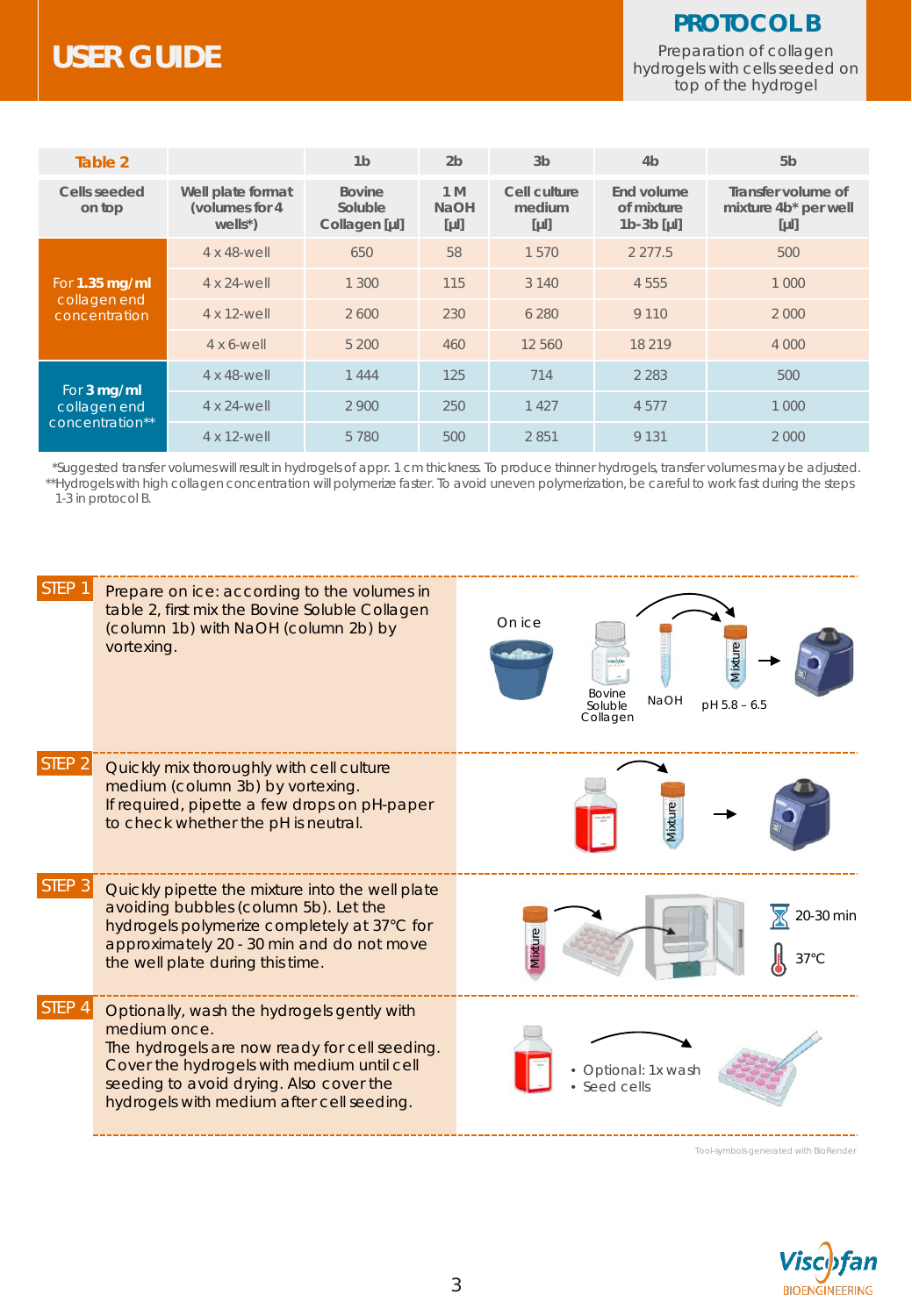# USER GUIDE

## PROTOCOL B

Preparation of collagen hydrogels with cells seeded on top of the hydrogel

| Table 2 | | 1b | 2b | 3b | 4b | 5b |
|---|---|---|---|---|---|---|
| Cells seeded on top | Well plate format (volumes for 4 wells*) | Bovine Soluble Collagen [µl] | 1 M NaOH [µl] | Cell culture medium [µl] | End volume of mixture 1b-3b [µl] | Transfer volume of mixture 4b* per well [µl] |
| For **1.35 mg/ml** collagen end concentration | 4 x 48-well | 650 | 58 | 1 570 | 2 277.5 | 500 |
| | 4 x 24-well | 1 300 | 115 | 3 140 | 4 555 | 1 000 |
| | 4 x 12-well | 2 600 | 230 | 6 280 | 9 110 | 2 000 |
| | 4 x 6-well | 5 200 | 460 | 12 560 | 18 219 | 4 000 |
| For **3 mg/ml** collagen end concentration** | 4 x 48-well | 1 444 | 125 | 714 | 2 283 | 500 |
| | 4 x 24-well | 2 900 | 250 | 1 427 | 4 577 | 1 000 |
| | 4 x 12-well | 5 780 | 500 | 2 851 | 9 131 | 2 000 |

*Suggested transfer volumes will result in hydrogels of appr. 1 cm thickness. To produce thinner hydrogels, transfer volumes may be adjusted.
**Hydrogels with high collagen concentration will polymerize faster. To avoid uneven polymerization, be careful to work fast during the steps 1-3 in protocol B.

**STEP 1** Prepare on ice: according to the volumes in table 2, first mix the Bovine Soluble Collagen (column 1b) with NaOH (column 2b) by vortexing.

On ice · Bovine Soluble Collagen · NaOH · Mixture · pH 5.8 – 6.5

**STEP 2** Quickly mix thoroughly with cell culture medium (column 3b) by vortexing.
If required, pipette a few drops on pH-paper to check whether the pH is neutral.

**STEP 3** Quickly pipette the mixture into the well plate avoiding bubbles (column 5b). Let the hydrogels polymerize completely at 37°C for approximately 20 - 30 min and do not move the well plate during this time.

20-30 min · 37°C

**STEP 4** Optionally, wash the hydrogels gently with medium once.
The hydrogels are now ready for cell seeding. Cover the hydrogels with medium until cell seeding to avoid drying. Also cover the hydrogels with medium after cell seeding.

- Optional: 1x wash
- Seed cells

Tool-symbols generated with BioRender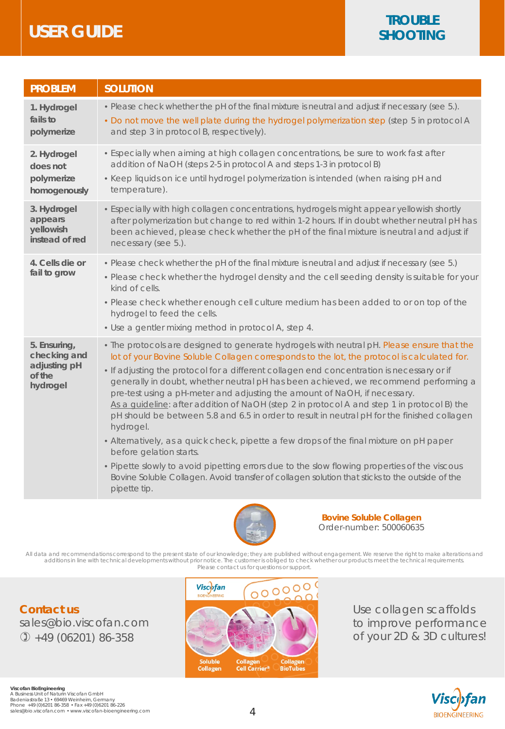# USER GUIDE

## TROUBLE SHOOTING

| PROBLEM | SOLUTION |
|---|---|
| **1. Hydrogel fails to polymerize** | • Please check whether the pH of the final mixture is neutral and adjust if necessary (see 5.).<br>• Do not move the well plate during the hydrogel polymerization step (step 5 in protocol A and step 3 in protocol B, respectively). |
| **2. Hydrogel does not polymerize homogenously** | • Especially when aiming at high collagen concentrations, be sure to work fast after addition of NaOH (steps 2-5 in protocol A and steps 1-3 in protocol B)<br>• Keep liquids on ice until hydrogel polymerization is intended (when raising pH and temperature). |
| **3. Hydrogel appears yellowish instead of red** | • Especially with high collagen concentrations, hydrogels might appear yellowish shortly after polymerization but change to red within 1-2 hours. If in doubt whether neutral pH has been achieved, please check whether the pH of the final mixture is neutral and adjust if necessary (see 5.). |
| **4. Cells die or fail to grow** | • Please check whether the pH of the final mixture is neutral and adjust if necessary (see 5.)<br>• Please check whether the hydrogel density and the cell seeding density is suitable for your kind of cells.<br>• Please check whether enough cell culture medium has been added to or on top of the hydrogel to feed the cells.<br>• Use a gentler mixing method in protocol A, step 4. |
| **5. Ensuring, checking and adjusting pH of the hydrogel** | • The protocols are designed to generate hydrogels with neutral pH. Please ensure that the lot of your Bovine Soluble Collagen corresponds to the lot, the protocol is calculated for.<br>• If adjusting the protocol for a different collagen end concentration is necessary or if generally in doubt, whether neutral pH has been achieved, we recommend performing a pre-test using a pH-meter and adjusting the amount of NaOH, if necessary.<br>As a guideline: after addition of NaOH (step 2 in protocol A and step 1 in protocol B) the pH should be between 5.8 and 6.5 in order to result in neutral pH for the finished collagen hydrogel.<br>• Alternatively, as a quick check, pipette a few drops of the final mixture on pH paper before gelation starts.<br>• Pipette slowly to avoid pipetting errors due to the slow flowing properties of the viscous Bovine Soluble Collagen. Avoid transfer of collagen solution that sticks to the outside of the pipette tip. |

**Bovine Soluble Collagen**
Order-number: 500060635

All data and recommendations correspond to the present state of our knowledge; they are published without engagement. We reserve the right to make alterations and additions in line with technical developments without prior notice. The customer is obliged to check whether our products meet the technical requirements. Please contact us for questions or support.

**Contact us**
sales@bio.viscofan.com
+49 (06201) 86-358

Soluble Collagen | Collagen Cell Carrier® | Collagen BioTubes

Use collagen scaffolds to improve performance of your 2D & 3D cultures!

**Viscofan BioEngineering**
A Business Unit of Naturin Viscofan GmbH
Badeniastraße 13 • 69469 Weinheim, Germany
Phone +49 (0)6201 86-358 • Fax +49 (0)6201 86-226
sales@bio.viscofan.com • www.viscofan-bioengineering.com